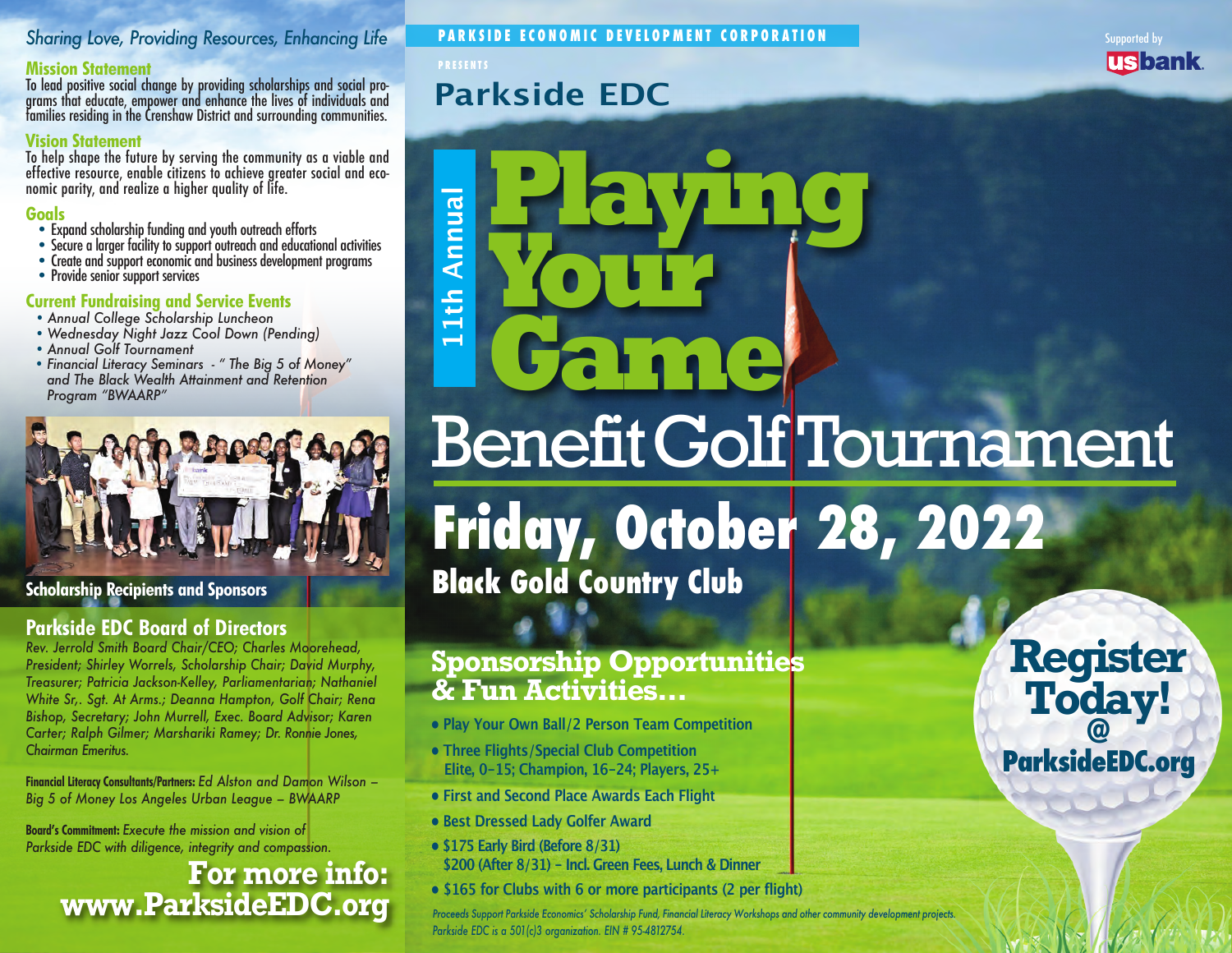*Sharing Love, Providing Resources, Enhancing Life*

## Mission Statement

To lead positive social change by providing scholarships and social programs that educate, empower and enhance the lives of individuals and families residing in the Crenshaw District and surrounding communities.

## Vision Statement

To help shape the future by serving the community as a viable and effective resource, enable citizens to achieve greater social and economic parity, and realize a higher quality of life.

## Goals

- Expand scholarship funding and youth outreach efforts
- Secure a larger facility to support outreach and educational activities
- Create and support economic and business development programs
- Provide senior support services

## Current Fundraising and Service Events

- *Annual College Scholarship Luncheon*
- *Wednesday Night Jazz Cool Down (Pending)*
- *Annual Golf Tournament*
- *Financial Literacy Seminars - " The Big 5 of Money" and The Black Wealth Attainment and Retention Program "BWAARP"*

**Scholarship Recipients and Sponsors**

## Parkside EDC Board of Directors

*Rev. Jerrold Smith Board Chair/CEO; Charles Moorehead, President; Shirley Worrels, Scholarship Chair; David Murphy, Treasurer; Patricia Jackson-Kelley, Parliamentarian; Nathaniel White Sr,. Sgt. At Arms.; Deanna Hampton, Golf Chair; Rena Bishop, Secretary; John Murrell, Exec. Board Advisor; Karen Carter; Ralph Gilmer; Marshariki Ramey; Dr. Ronnie Jones, Chairman Emeritus.*

**Financial Literacy Consultants/Partners:** *Ed Alston and Damon Wilson – Big 5 of Money Los Angeles Urban League – BWAARP*

**Board's Commitment:** *Execute the mission and vision of Parkside EDC with diligence, integrity and compassion.*

**For more info: www.ParksideEDC.org**

PARKSIDE ECONOMIC DEVELOPMENT CORPORATION

PRESENTS

Supported by usbank.

# Parkside EDC

11th Annual

# Playing Your Game

# Benefit Golf Tournament

## Friday, October 28, 2022

**Black Gold Country Club**

## Sponsorship Opportunities & Fun Activities…

- Play Your Own Ball/2 Person Team Competition
- Three Flights/Special Club Competition Elite, 0-15; Champion, 16-24; Players, 25+
- First and Second Place Awards Each Flight
- Best Dressed Lady Golfer Award
- $175 Early Bird (Before 8/31) $200 (After 8/31) – Incl. Green Fees, Lunch & Dinner
- $165 for Clubs with 6 or more participants (2 per flight)

**Register Today! @ ParksideEDC.org**

*Proceeds Support Parkside Economics' Scholarship Fund, Financial Literacy Workshops and other community development projects. Parkside EDC is a 501(c)3 organization. EIN # 95-4812754.*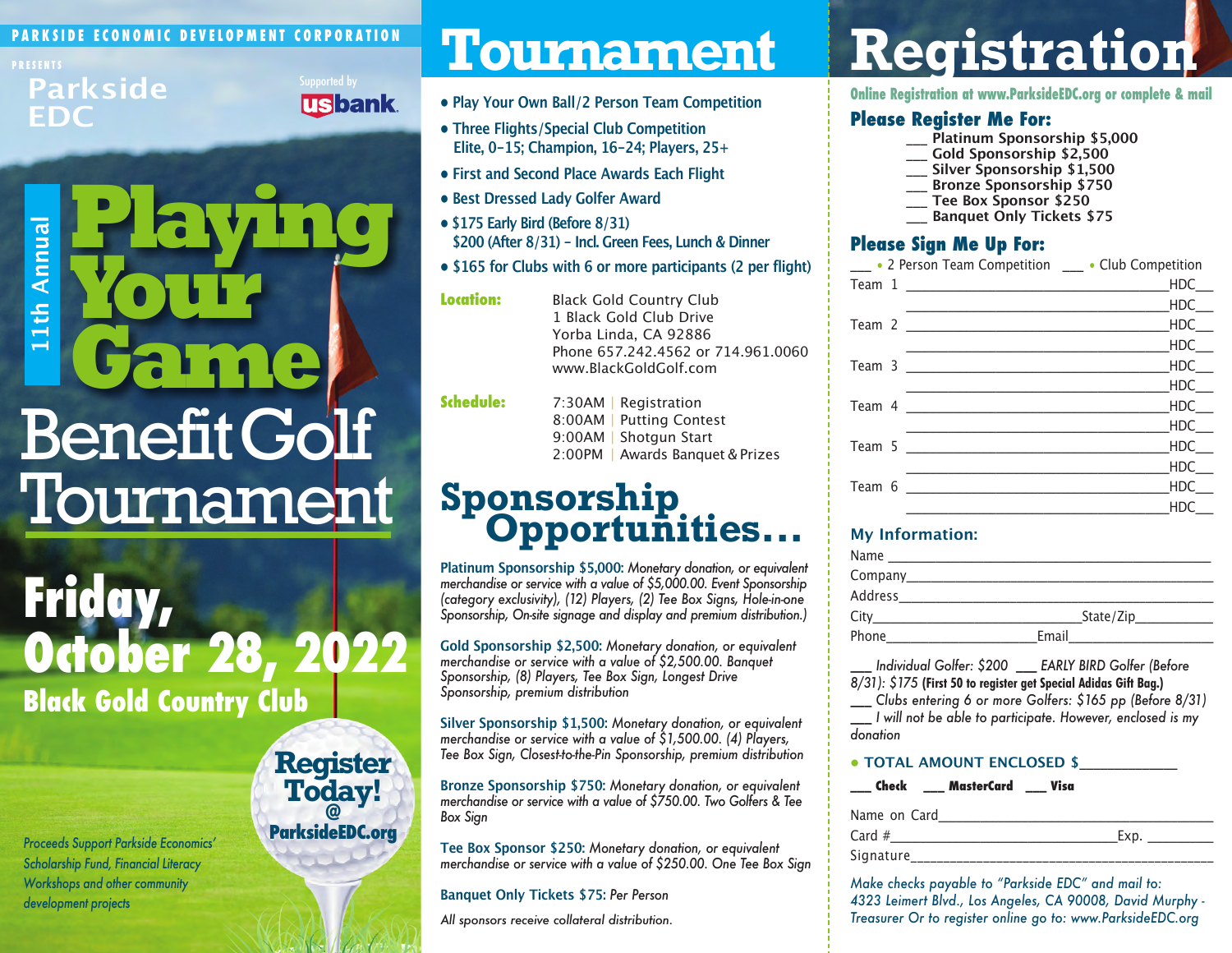PARKSIDE ECONOMIC DEVELOPMENT CORPORATION

PRESENTS

Parkside EDC

Supported by usbank.

11th Annual

# Playing Your Game Benefit Golf Tournament

## Friday, October 28, 2022

**Black Gold Country Club**

Register Today! @ ParksideEDC.org

*Proceeds Support Parkside Economics' Scholarship Fund, Financial Literacy Workshops and other community development projects*

# Tournament

- Play Your Own Ball/2 Person Team Competition
- Three Flights/Special Club Competition Elite, 0-15; Champion, 16-24; Players, 25+
- First and Second Place Awards Each Flight
- Best Dressed Lady Golfer Award
- $175 Early Bird (Before 8/31) $200 (After 8/31) - Incl. Green Fees, Lunch & Dinner
- $165 for Clubs with 6 or more participants (2 per flight)

**Location:**

Black Gold Country Club
1 Black Gold Club Drive
Yorba Linda, CA 92886
Phone 657.242.4562 or 714.961.0060
www.BlackGoldGolf.com

**Schedule:**

7:30AM | Registration
8:00AM | Putting Contest
9:00AM | Shotgun Start
2:00PM | Awards Banquet & Prizes

## Sponsorship Opportunities...

**Platinum Sponsorship $5,000:** *Monetary donation, or equivalent merchandise or service with a value of $5,000.00. Event Sponsorship (category exclusivity), (12) Players, (2) Tee Box Signs, Hole-in-one Sponsorship, On-site signage and display and premium distribution.)*

**Gold Sponsorship $2,500:** *Monetary donation, or equivalent merchandise or service with a value of $2,500.00. Banquet Sponsorship, (8) Players, Tee Box Sign, Longest Drive Sponsorship, premium distribution*

**Silver Sponsorship $1,500:** *Monetary donation, or equivalent merchandise or service with a value of $1,500.00. (4) Players, Tee Box Sign, Closest-to-the-Pin Sponsorship, premium distribution*

**Bronze Sponsorship $750:** *Monetary donation, or equivalent merchandise or service with a value of $750.00. Two Golfers & Tee Box Sign*

**Tee Box Sponsor $250:** *Monetary donation, or equivalent merchandise or service with a value of $250.00. One Tee Box Sign*

**Banquet Only Tickets $75:** *Per Person*

*All sponsors receive collateral distribution.*

# Registration

**Online Registration at www.ParksideEDC.org or complete & mail**

### Please Register Me For:

___ Platinum Sponsorship $5,000
___ Gold Sponsorship $2,500
___ Silver Sponsorship $1,500
___ Bronze Sponsorship $750
___ Tee Box Sponsor $250
___ Banquet Only Tickets $75

### Please Sign Me Up For:

___ • 2 Person Team Competition ___ • Club Competition

Team 1 ______________________________ HDC___
______________________________ HDC___
Team 2 ______________________________ HDC___
______________________________ HDC___
Team 3 ______________________________ HDC___
______________________________ HDC___
Team 4 ______________________________ HDC___
______________________________ HDC___
Team 5 ______________________________ HDC___
______________________________ HDC___
Team 6 ______________________________ HDC___
______________________________ HDC___

### My Information:

Name ______________________________
Company ______________________________
Address ______________________________
City ____________________ State/Zip __________
Phone ______________ Email ______________

___ *Individual Golfer: $200* ___ *EARLY BIRD Golfer (Before 8/31): $175* **(First 50 to register get Special Adidas Gift Bag.)**
___ *Clubs entering 6 or more Golfers: $165 pp (Before 8/31)*
___ *I will not be able to participate. However, enclosed is my donation*

• TOTAL AMOUNT ENCLOSED $__________

___ **Check** ___ **MasterCard** ___ **Visa**

Name on Card ______________________________
Card # ____________________ Exp. ________
Signature ______________________________

*Make checks payable to "Parkside EDC" and mail to: 4323 Leimert Blvd., Los Angeles, CA 90008, David Murphy - Treasurer Or to register online go to: www.ParksideEDC.org*